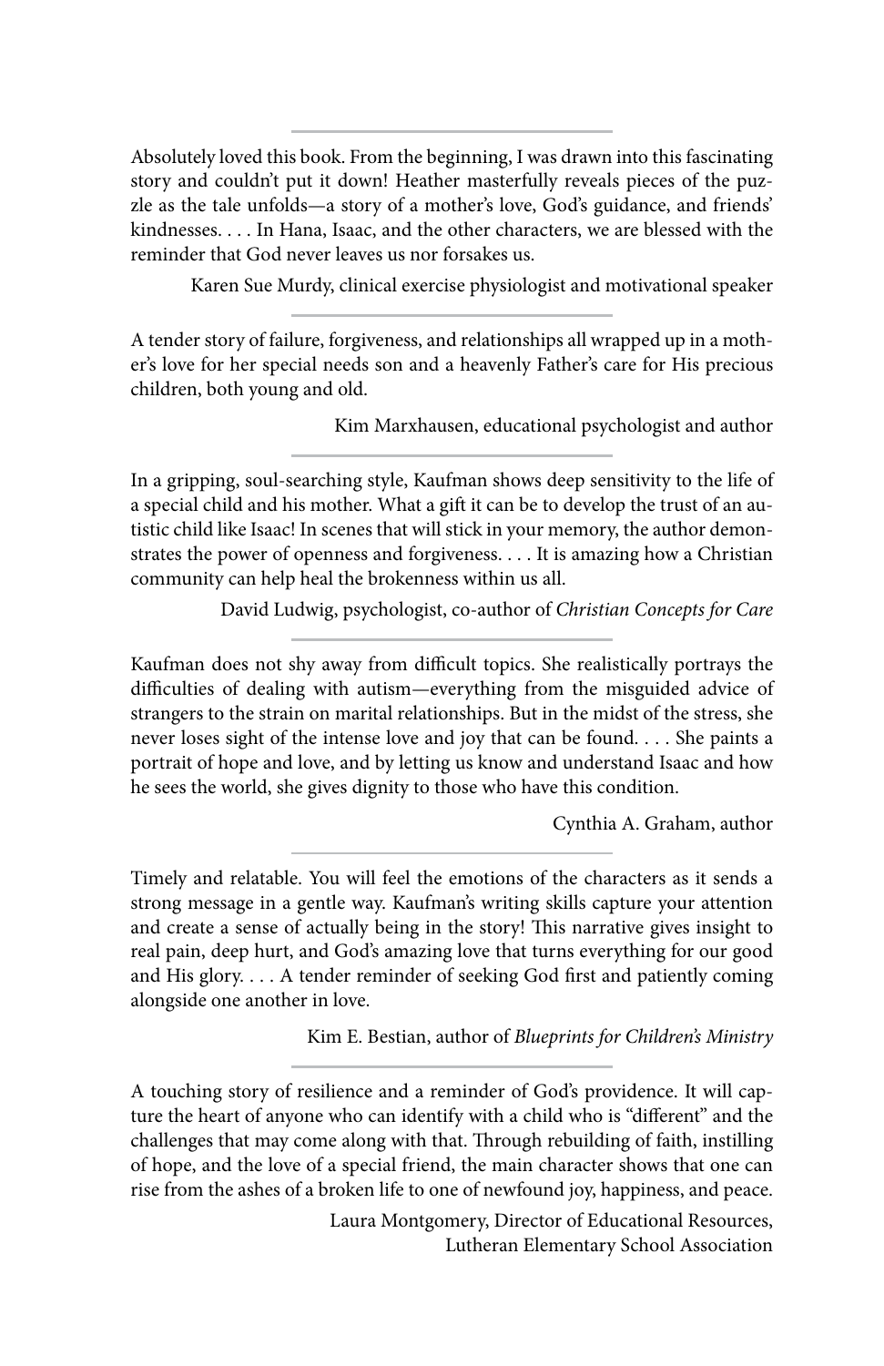---

Absolutely loved this book. From the beginning, I was drawn into this fascinating story and couldn't put it down! Heather masterfully reveals pieces of the puzzle as the tale unfolds—a story of a mother's love, God's guidance, and friends' kindnesses. . . . In Hana, Isaac, and the other characters, we are blessed with the reminder that God never leaves us nor forsakes us.

Karen Sue Murdy, clinical exercise physiologist and motivational speaker

---

A tender story of failure, forgiveness, and relationships all wrapped up in a mother's love for her special needs son and a heavenly Father's care for His precious children, both young and old.

Kim Marxhausen, educational psychologist and author

---

In a gripping, soul-searching style, Kaufman shows deep sensitivity to the life of a special child and his mother. What a gift it can be to develop the trust of an autistic child like Isaac! In scenes that will stick in your memory, the author demonstrates the power of openness and forgiveness. . . . It is amazing how a Christian community can help heal the brokenness within us all.

David Ludwig, psychologist, co-author of *Christian Concepts for Care*

---

Kaufman does not shy away from difficult topics. She realistically portrays the difficulties of dealing with autism—everything from the misguided advice of strangers to the strain on marital relationships. But in the midst of the stress, she never loses sight of the intense love and joy that can be found. . . . She paints a portrait of hope and love, and by letting us know and understand Isaac and how he sees the world, she gives dignity to those who have this condition.

Cynthia A. Graham, author

---

Timely and relatable. You will feel the emotions of the characters as it sends a strong message in a gentle way. Kaufman's writing skills capture your attention and create a sense of actually being in the story! This narrative gives insight to real pain, deep hurt, and God's amazing love that turns everything for our good and His glory. . . . A tender reminder of seeking God first and patiently coming alongside one another in love.

Kim E. Bestian, author of *Blueprints for Children's Ministry*

---

A touching story of resilience and a reminder of God's providence. It will capture the heart of anyone who can identify with a child who is "different" and the challenges that may come along with that. Through rebuilding of faith, instilling of hope, and the love of a special friend, the main character shows that one can rise from the ashes of a broken life to one of newfound joy, happiness, and peace.

Laura Montgomery, Director of Educational Resources,
Lutheran Elementary School Association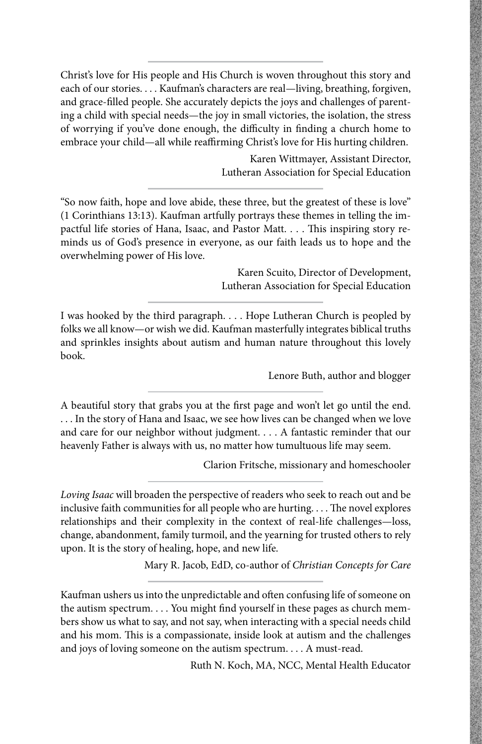Christ's love for His people and His Church is woven throughout this story and each of our stories. . . . Kaufman's characters are real—living, breathing, forgiven, and grace-filled people. She accurately depicts the joys and challenges of parenting a child with special needs—the joy in small victories, the isolation, the stress of worrying if you've done enough, the difficulty in finding a church home to embrace your child—all while reaffirming Christ's love for His hurting children.

Karen Wittmayer, Assistant Director,
Lutheran Association for Special Education

---

"So now faith, hope and love abide, these three, but the greatest of these is love" (1 Corinthians 13:13). Kaufman artfully portrays these themes in telling the impactful life stories of Hana, Isaac, and Pastor Matt. . . . This inspiring story reminds us of God's presence in everyone, as our faith leads us to hope and the overwhelming power of His love.

Karen Scuito, Director of Development,
Lutheran Association for Special Education

---

I was hooked by the third paragraph. . . . Hope Lutheran Church is peopled by folks we all know—or wish we did. Kaufman masterfully integrates biblical truths and sprinkles insights about autism and human nature throughout this lovely book.

Lenore Buth, author and blogger

---

A beautiful story that grabs you at the first page and won't let go until the end. . . . In the story of Hana and Isaac, we see how lives can be changed when we love and care for our neighbor without judgment. . . . A fantastic reminder that our heavenly Father is always with us, no matter how tumultuous life may seem.

Clarion Fritsche, missionary and homeschooler

---

*Loving Isaac* will broaden the perspective of readers who seek to reach out and be inclusive faith communities for all people who are hurting. . . . The novel explores relationships and their complexity in the context of real-life challenges—loss, change, abandonment, family turmoil, and the yearning for trusted others to rely upon. It is the story of healing, hope, and new life.

Mary R. Jacob, EdD, co-author of *Christian Concepts for Care*

---

Kaufman ushers us into the unpredictable and often confusing life of someone on the autism spectrum. . . . You might find yourself in these pages as church members show us what to say, and not say, when interacting with a special needs child and his mom. This is a compassionate, inside look at autism and the challenges and joys of loving someone on the autism spectrum. . . . A must-read.

Ruth N. Koch, MA, NCC, Mental Health Educator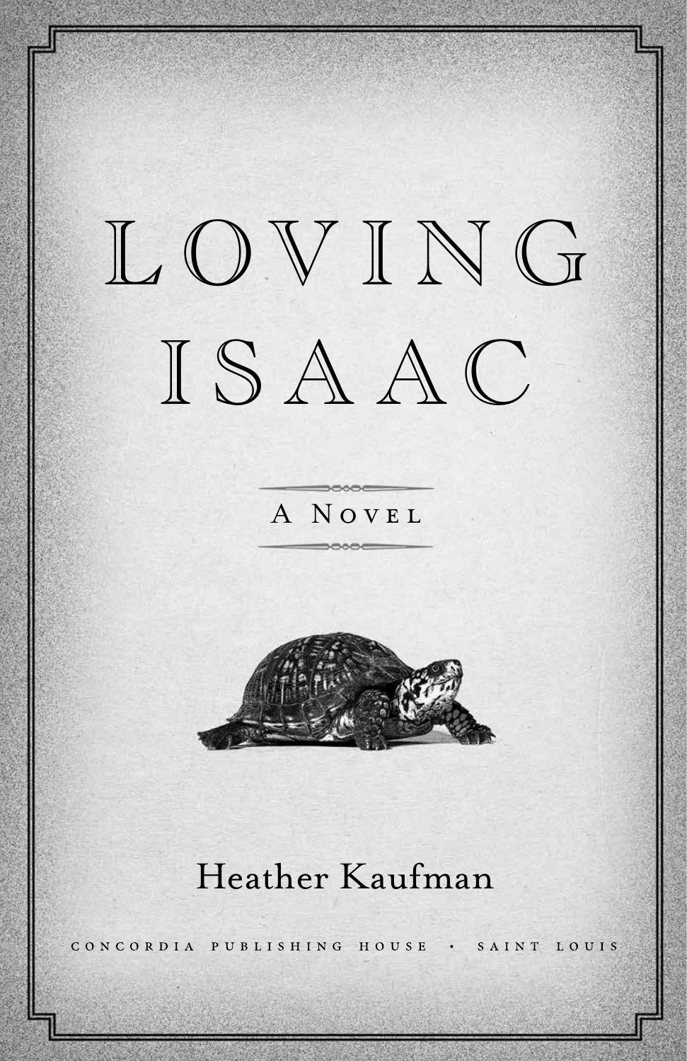# LOVING ISAAC

A Novel

Heather Kaufman

CONCORDIA PUBLISHING HOUSE • SAINT LOUIS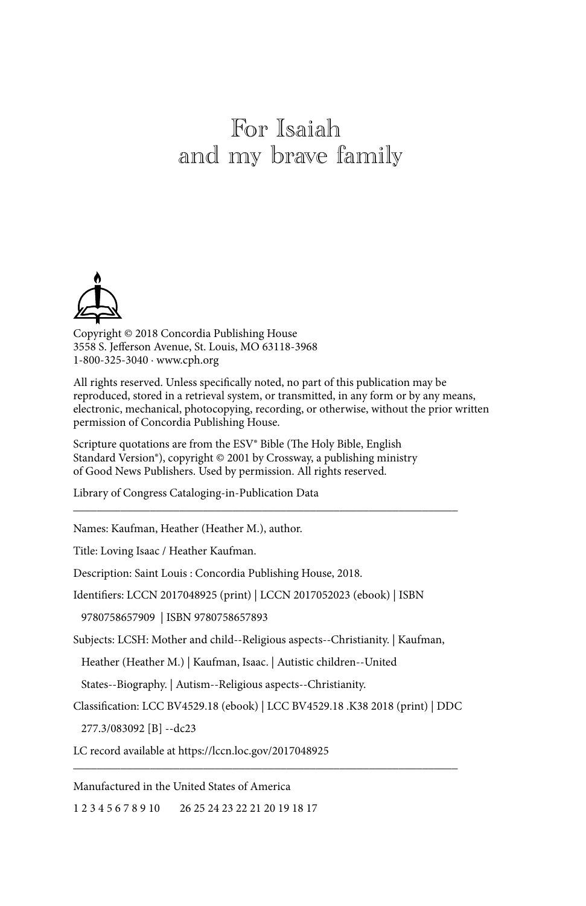# For Isaiah and my brave family

Copyright © 2018 Concordia Publishing House
3558 S. Jefferson Avenue, St. Louis, MO 63118-3968
1-800-325-3040 · www.cph.org

All rights reserved. Unless specifically noted, no part of this publication may be reproduced, stored in a retrieval system, or transmitted, in any form or by any means, electronic, mechanical, photocopying, recording, or otherwise, without the prior written permission of Concordia Publishing House.

Scripture quotations are from the ESV® Bible (The Holy Bible, English Standard Version®), copyright © 2001 by Crossway, a publishing ministry of Good News Publishers. Used by permission. All rights reserved.

Library of Congress Cataloging-in-Publication Data

---

Names: Kaufman, Heather (Heather M.), author.

Title: Loving Isaac / Heather Kaufman.

Description: Saint Louis : Concordia Publishing House, 2018.

Identifiers: LCCN 2017048925 (print) | LCCN 2017052023 (ebook) | ISBN 9780758657909 | ISBN 9780758657893

Subjects: LCSH: Mother and child--Religious aspects--Christianity. | Kaufman, Heather (Heather M.) | Kaufman, Isaac. | Autistic children--United States--Biography. | Autism--Religious aspects--Christianity.

Classification: LCC BV4529.18 (ebook) | LCC BV4529.18 .K38 2018 (print) | DDC 277.3/083092 [B] --dc23

LC record available at https://lccn.loc.gov/2017048925

---

Manufactured in the United States of America

1 2 3 4 5 6 7 8 9 10     26 25 24 23 22 21 20 19 18 17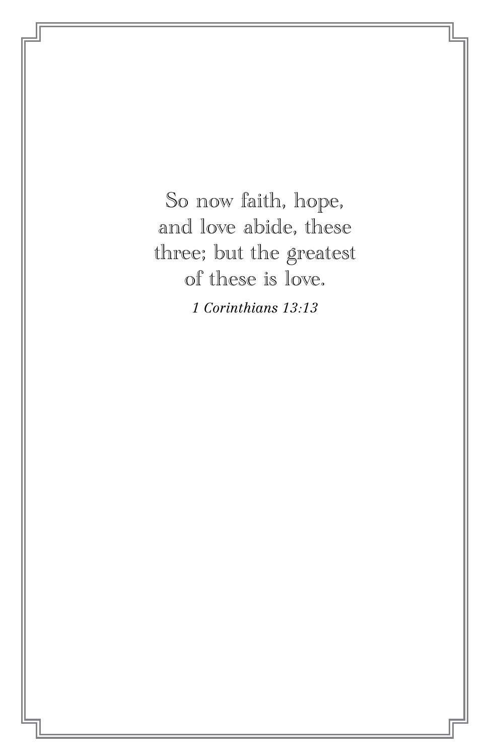So now faith, hope,
and love abide, these
three; but the greatest
of these is love.

*1 Corinthians 13:13*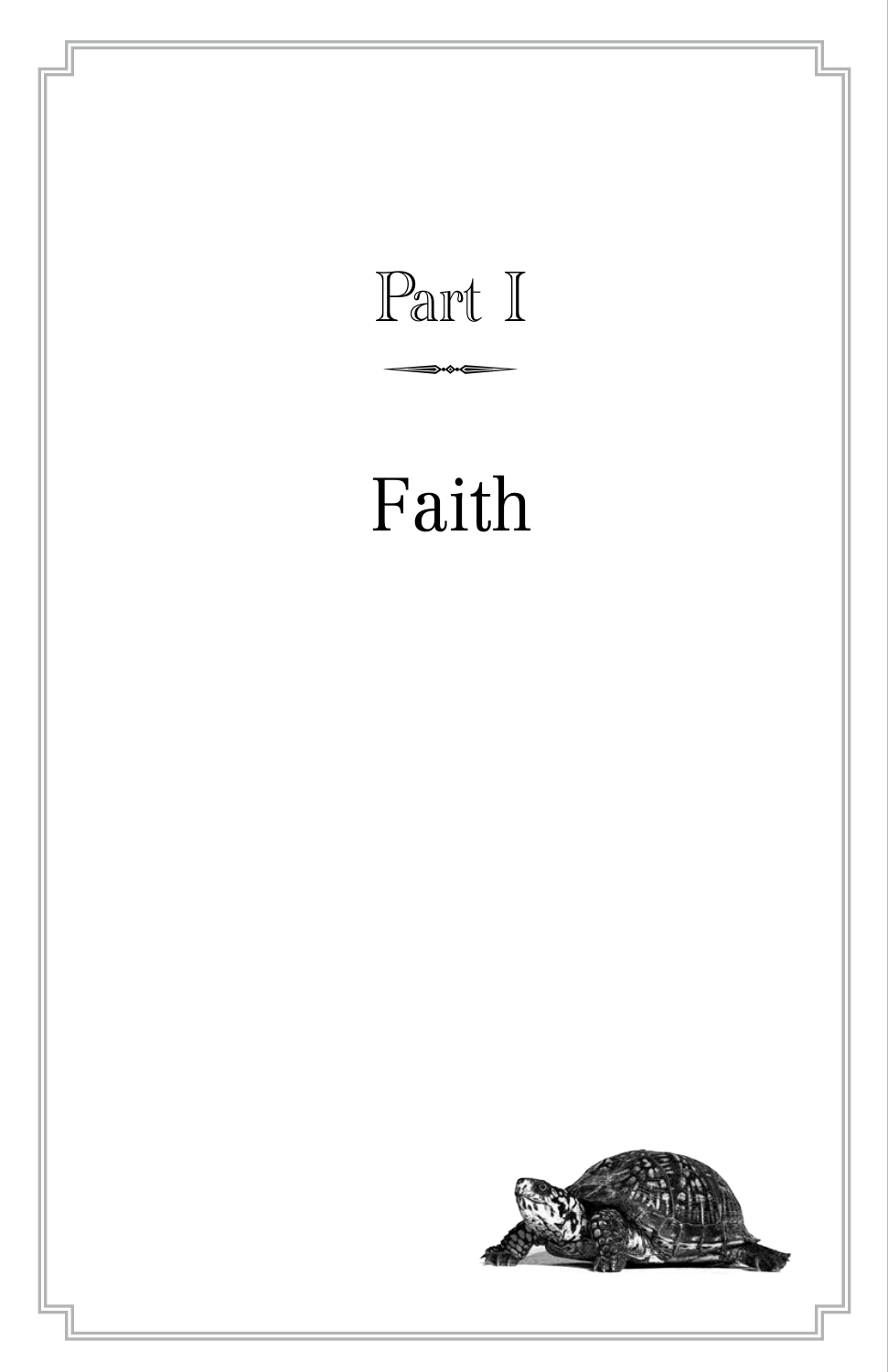# Part I

## Faith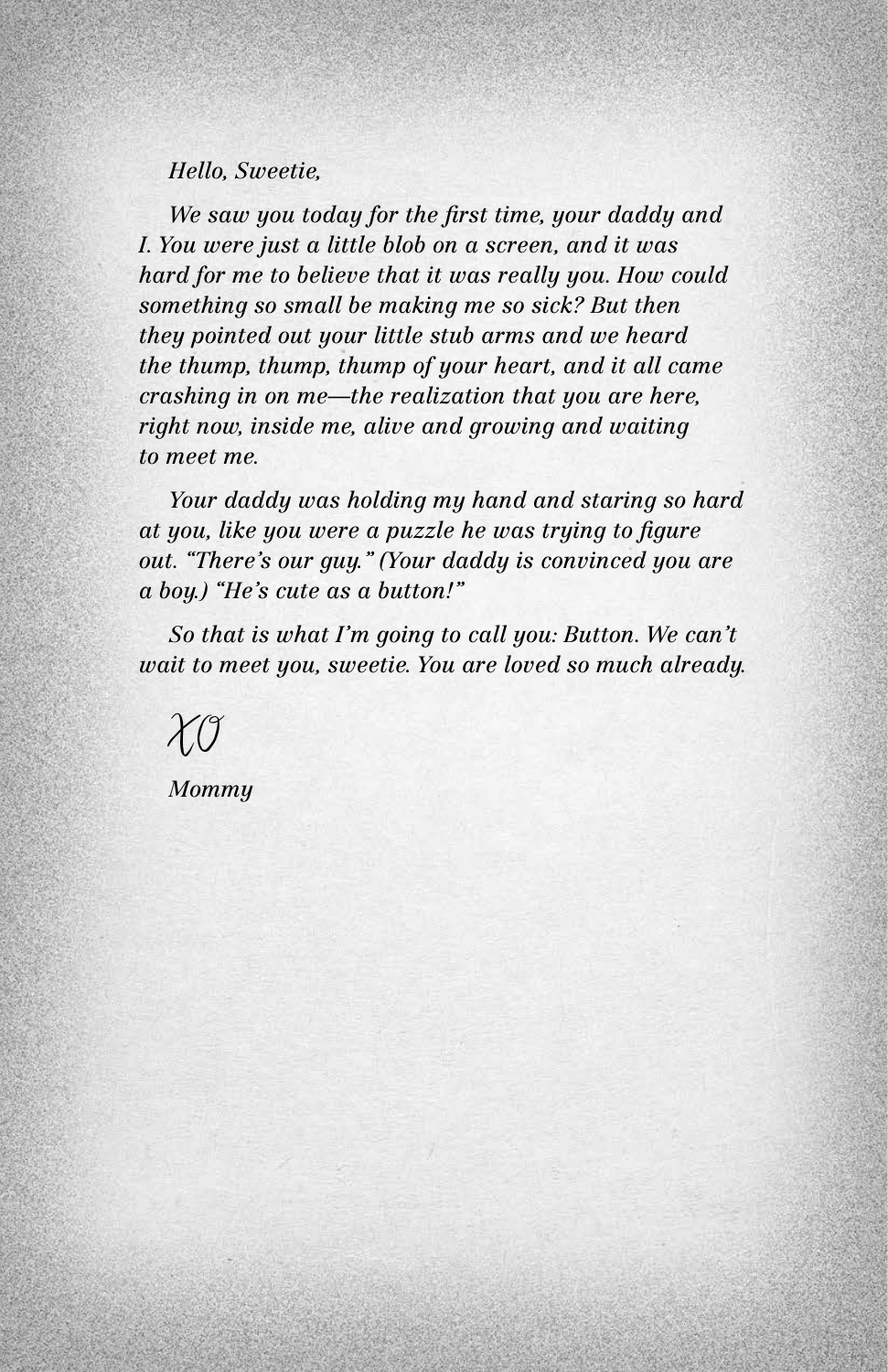*Hello, Sweetie,*

*We saw you today for the first time, your daddy and I. You were just a little blob on a screen, and it was hard for me to believe that it was really you. How could something so small be making me so sick? But then they pointed out your little stub arms and we heard the thump, thump, thump of your heart, and it all came crashing in on me—the realization that you are here, right now, inside me, alive and growing and waiting to meet me.*

*Your daddy was holding my hand and staring so hard at you, like you were a puzzle he was trying to figure out. "There's our guy." (Your daddy is convinced you are a boy.) "He's cute as a button!"*

*So that is what I'm going to call you: Button. We can't wait to meet you, sweetie. You are loved so much already.*

*XO*

*Mommy*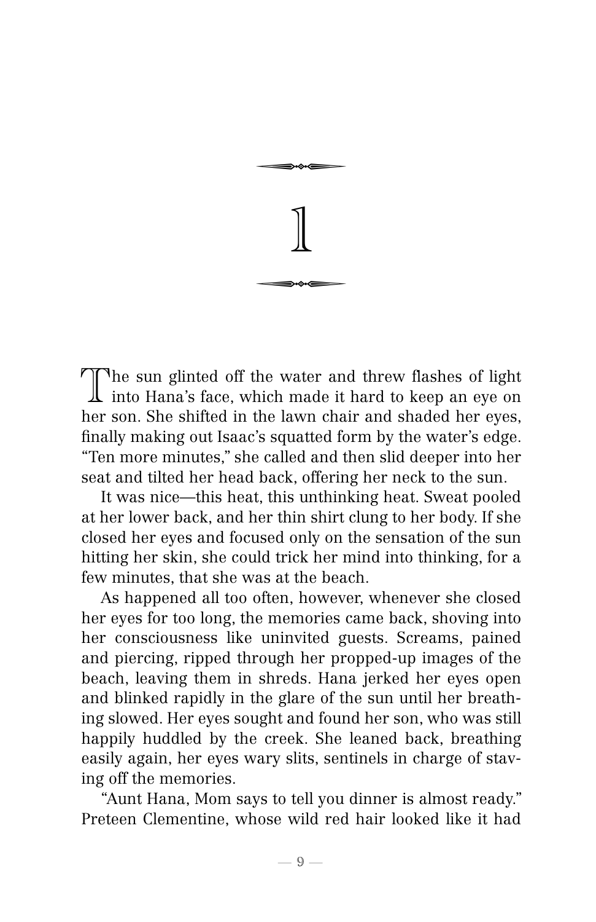# 1

The sun glinted off the water and threw flashes of light into Hana's face, which made it hard to keep an eye on her son. She shifted in the lawn chair and shaded her eyes, finally making out Isaac's squatted form by the water's edge. "Ten more minutes," she called and then slid deeper into her seat and tilted her head back, offering her neck to the sun.

It was nice—this heat, this unthinking heat. Sweat pooled at her lower back, and her thin shirt clung to her body. If she closed her eyes and focused only on the sensation of the sun hitting her skin, she could trick her mind into thinking, for a few minutes, that she was at the beach.

As happened all too often, however, whenever she closed her eyes for too long, the memories came back, shoving into her consciousness like uninvited guests. Screams, pained and piercing, ripped through her propped-up images of the beach, leaving them in shreds. Hana jerked her eyes open and blinked rapidly in the glare of the sun until her breathing slowed. Her eyes sought and found her son, who was still happily huddled by the creek. She leaned back, breathing easily again, her eyes wary slits, sentinels in charge of staving off the memories.

"Aunt Hana, Mom says to tell you dinner is almost ready." Preteen Clementine, whose wild red hair looked like it had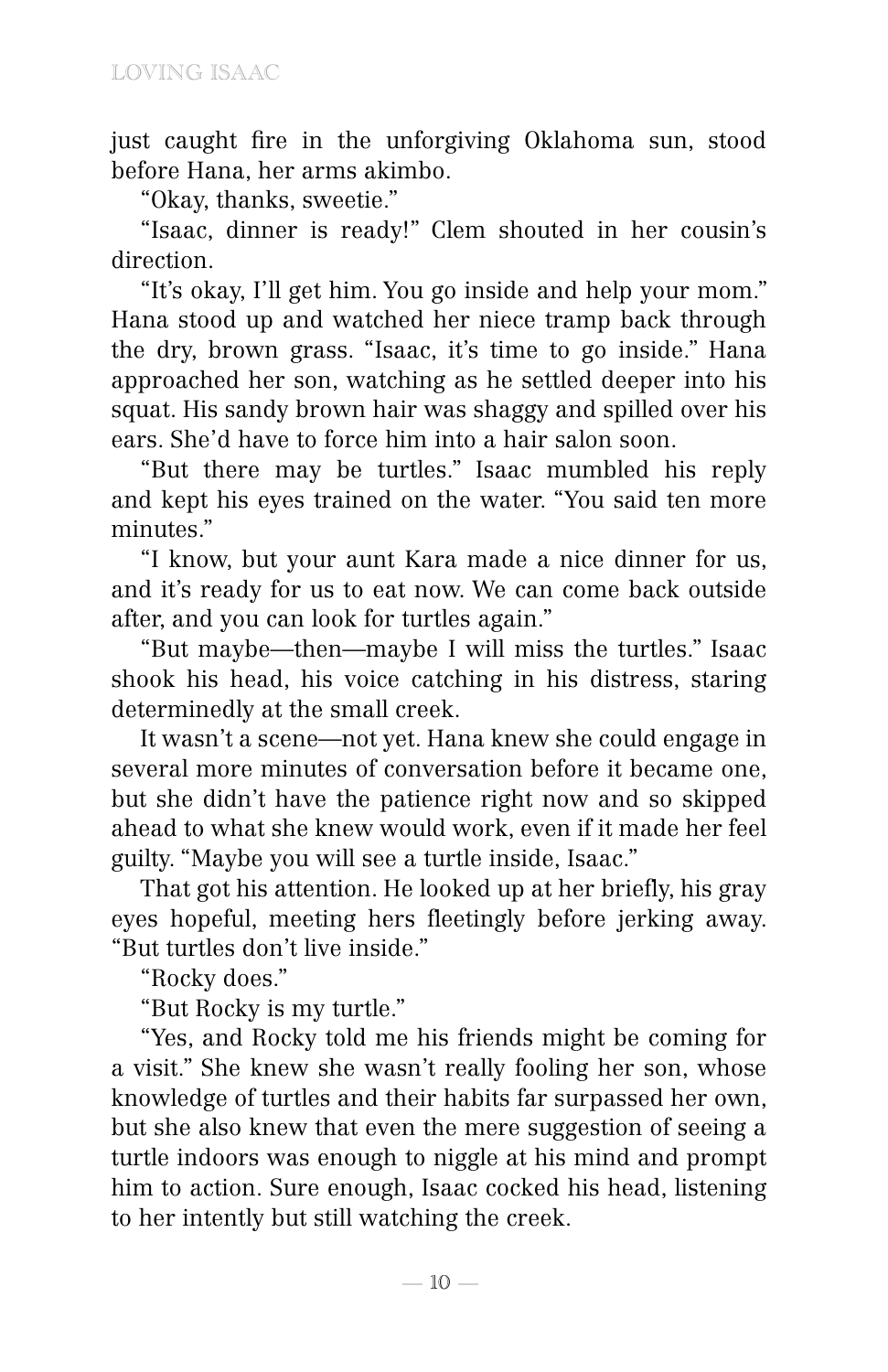just caught fire in the unforgiving Oklahoma sun, stood before Hana, her arms akimbo.

"Okay, thanks, sweetie."

"Isaac, dinner is ready!" Clem shouted in her cousin's direction.

"It's okay, I'll get him. You go inside and help your mom." Hana stood up and watched her niece tramp back through the dry, brown grass. "Isaac, it's time to go inside." Hana approached her son, watching as he settled deeper into his squat. His sandy brown hair was shaggy and spilled over his ears. She'd have to force him into a hair salon soon.

"But there may be turtles." Isaac mumbled his reply and kept his eyes trained on the water. "You said ten more minutes."

"I know, but your aunt Kara made a nice dinner for us, and it's ready for us to eat now. We can come back outside after, and you can look for turtles again."

"But maybe—then—maybe I will miss the turtles." Isaac shook his head, his voice catching in his distress, staring determinedly at the small creek.

It wasn't a scene—not yet. Hana knew she could engage in several more minutes of conversation before it became one, but she didn't have the patience right now and so skipped ahead to what she knew would work, even if it made her feel guilty. "Maybe you will see a turtle inside, Isaac."

That got his attention. He looked up at her briefly, his gray eyes hopeful, meeting hers fleetingly before jerking away. "But turtles don't live inside."

"Rocky does."

"But Rocky is my turtle."

"Yes, and Rocky told me his friends might be coming for a visit." She knew she wasn't really fooling her son, whose knowledge of turtles and their habits far surpassed her own, but she also knew that even the mere suggestion of seeing a turtle indoors was enough to niggle at his mind and prompt him to action. Sure enough, Isaac cocked his head, listening to her intently but still watching the creek.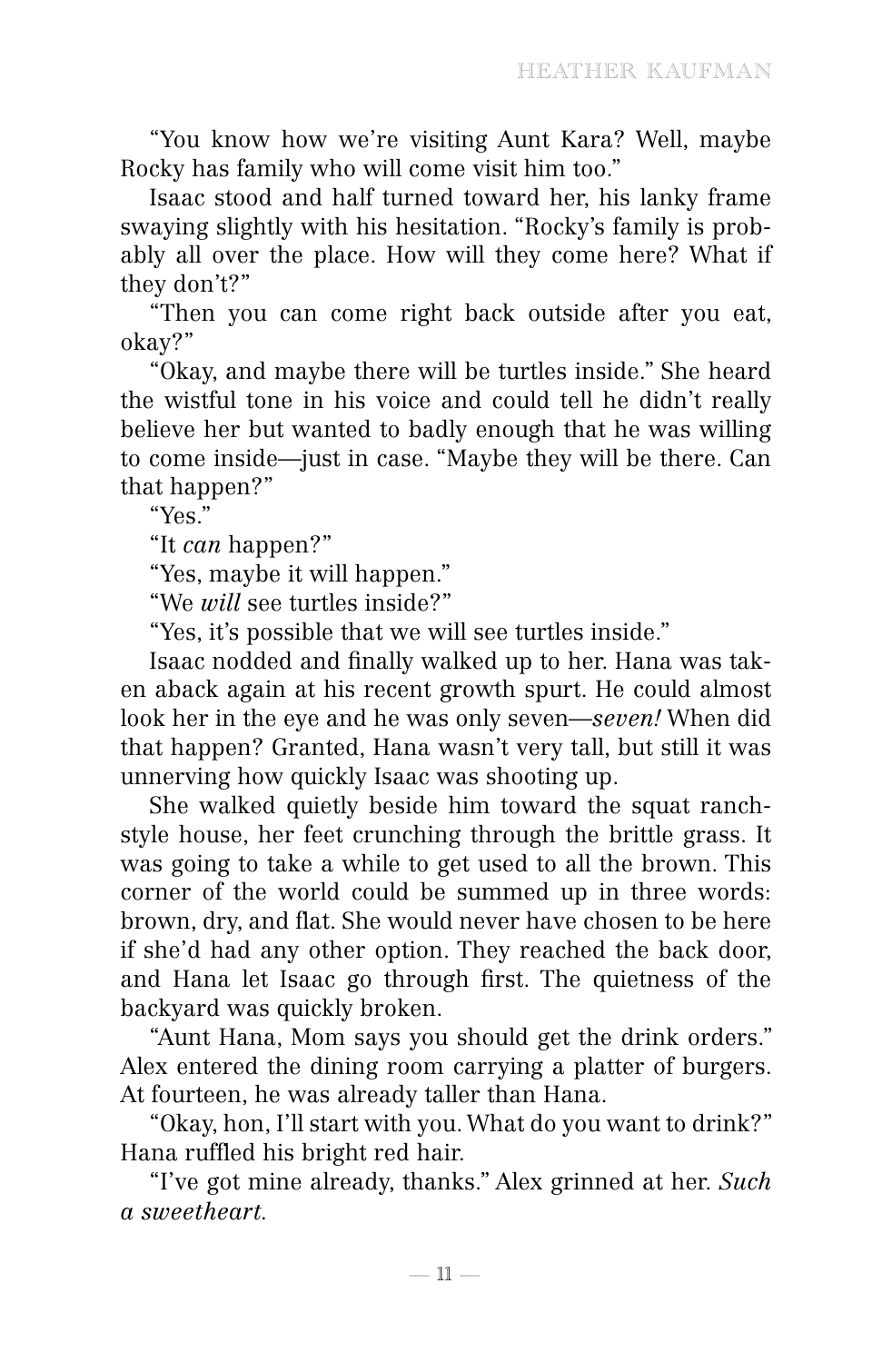"You know how we're visiting Aunt Kara? Well, maybe Rocky has family who will come visit him too."

Isaac stood and half turned toward her, his lanky frame swaying slightly with his hesitation. "Rocky's family is probably all over the place. How will they come here? What if they don't?"

"Then you can come right back outside after you eat, okay?"

"Okay, and maybe there will be turtles inside." She heard the wistful tone in his voice and could tell he didn't really believe her but wanted to badly enough that he was willing to come inside—just in case. "Maybe they will be there. Can that happen?"

"Yes."

"It *can* happen?"

"Yes, maybe it will happen."

"We *will* see turtles inside?"

"Yes, it's possible that we will see turtles inside."

Isaac nodded and finally walked up to her. Hana was taken aback again at his recent growth spurt. He could almost look her in the eye and he was only seven—*seven!* When did that happen? Granted, Hana wasn't very tall, but still it was unnerving how quickly Isaac was shooting up.

She walked quietly beside him toward the squat ranch-style house, her feet crunching through the brittle grass. It was going to take a while to get used to all the brown. This corner of the world could be summed up in three words: brown, dry, and flat. She would never have chosen to be here if she'd had any other option. They reached the back door, and Hana let Isaac go through first. The quietness of the backyard was quickly broken.

"Aunt Hana, Mom says you should get the drink orders." Alex entered the dining room carrying a platter of burgers. At fourteen, he was already taller than Hana.

"Okay, hon, I'll start with you. What do you want to drink?" Hana ruffled his bright red hair.

"I've got mine already, thanks." Alex grinned at her. *Such a sweetheart.*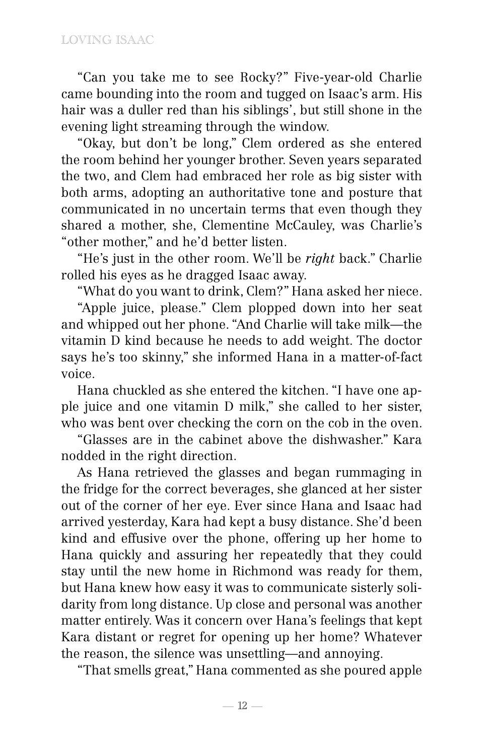"Can you take me to see Rocky?" Five-year-old Charlie came bounding into the room and tugged on Isaac's arm. His hair was a duller red than his siblings', but still shone in the evening light streaming through the window.

"Okay, but don't be long," Clem ordered as she entered the room behind her younger brother. Seven years separated the two, and Clem had embraced her role as big sister with both arms, adopting an authoritative tone and posture that communicated in no uncertain terms that even though they shared a mother, she, Clementine McCauley, was Charlie's "other mother," and he'd better listen.

"He's just in the other room. We'll be *right* back." Charlie rolled his eyes as he dragged Isaac away.

"What do you want to drink, Clem?" Hana asked her niece.

"Apple juice, please." Clem plopped down into her seat and whipped out her phone. "And Charlie will take milk—the vitamin D kind because he needs to add weight. The doctor says he's too skinny," she informed Hana in a matter-of-fact voice.

Hana chuckled as she entered the kitchen. "I have one apple juice and one vitamin D milk," she called to her sister, who was bent over checking the corn on the cob in the oven.

"Glasses are in the cabinet above the dishwasher." Kara nodded in the right direction.

As Hana retrieved the glasses and began rummaging in the fridge for the correct beverages, she glanced at her sister out of the corner of her eye. Ever since Hana and Isaac had arrived yesterday, Kara had kept a busy distance. She'd been kind and effusive over the phone, offering up her home to Hana quickly and assuring her repeatedly that they could stay until the new home in Richmond was ready for them, but Hana knew how easy it was to communicate sisterly solidarity from long distance. Up close and personal was another matter entirely. Was it concern over Hana's feelings that kept Kara distant or regret for opening up her home? Whatever the reason, the silence was unsettling—and annoying.

"That smells great," Hana commented as she poured apple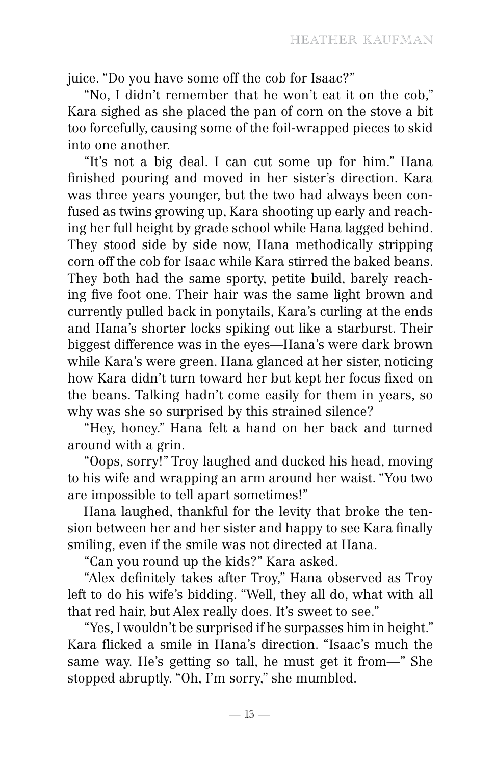juice. “Do you have some off the cob for Isaac?”

“No, I didn’t remember that he won’t eat it on the cob,” Kara sighed as she placed the pan of corn on the stove a bit too forcefully, causing some of the foil-wrapped pieces to skid into one another.

“It’s not a big deal. I can cut some up for him.” Hana finished pouring and moved in her sister’s direction. Kara was three years younger, but the two had always been confused as twins growing up, Kara shooting up early and reaching her full height by grade school while Hana lagged behind. They stood side by side now, Hana methodically stripping corn off the cob for Isaac while Kara stirred the baked beans. They both had the same sporty, petite build, barely reaching five foot one. Their hair was the same light brown and currently pulled back in ponytails, Kara’s curling at the ends and Hana’s shorter locks spiking out like a starburst. Their biggest difference was in the eyes—Hana’s were dark brown while Kara’s were green. Hana glanced at her sister, noticing how Kara didn’t turn toward her but kept her focus fixed on the beans. Talking hadn’t come easily for them in years, so why was she so surprised by this strained silence?

“Hey, honey.” Hana felt a hand on her back and turned around with a grin.

“Oops, sorry!” Troy laughed and ducked his head, moving to his wife and wrapping an arm around her waist. “You two are impossible to tell apart sometimes!”

Hana laughed, thankful for the levity that broke the tension between her and her sister and happy to see Kara finally smiling, even if the smile was not directed at Hana.

“Can you round up the kids?” Kara asked.

“Alex definitely takes after Troy,” Hana observed as Troy left to do his wife’s bidding. “Well, they all do, what with all that red hair, but Alex really does. It’s sweet to see.”

“Yes, I wouldn’t be surprised if he surpasses him in height.” Kara flicked a smile in Hana’s direction. “Isaac’s much the same way. He’s getting so tall, he must get it from—” She stopped abruptly. “Oh, I’m sorry,” she mumbled.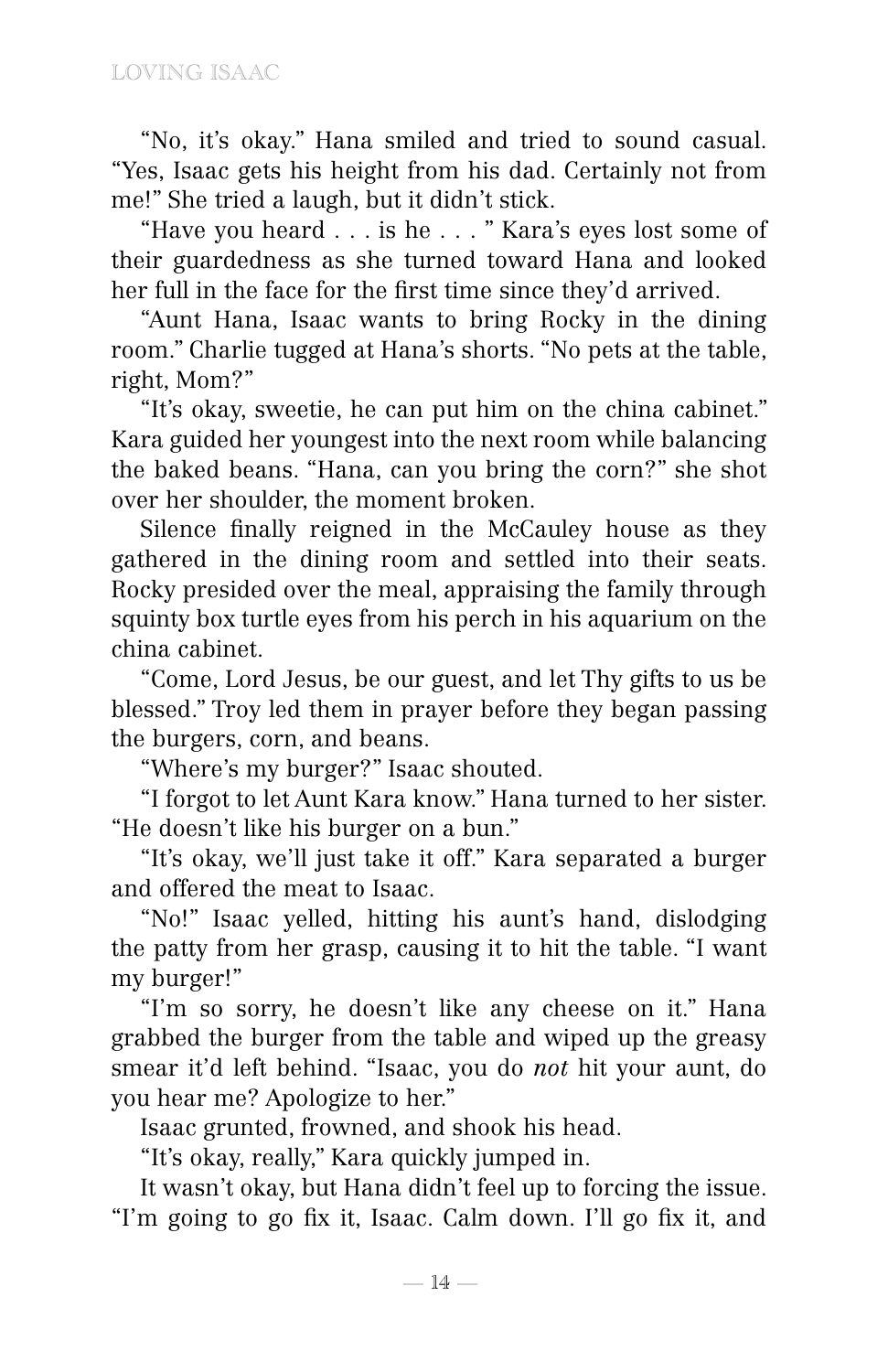"No, it's okay." Hana smiled and tried to sound casual. "Yes, Isaac gets his height from his dad. Certainly not from me!" She tried a laugh, but it didn't stick.

"Have you heard . . . is he . . . " Kara's eyes lost some of their guardedness as she turned toward Hana and looked her full in the face for the first time since they'd arrived.

"Aunt Hana, Isaac wants to bring Rocky in the dining room." Charlie tugged at Hana's shorts. "No pets at the table, right, Mom?"

"It's okay, sweetie, he can put him on the china cabinet." Kara guided her youngest into the next room while balancing the baked beans. "Hana, can you bring the corn?" she shot over her shoulder, the moment broken.

Silence finally reigned in the McCauley house as they gathered in the dining room and settled into their seats. Rocky presided over the meal, appraising the family through squinty box turtle eyes from his perch in his aquarium on the china cabinet.

"Come, Lord Jesus, be our guest, and let Thy gifts to us be blessed." Troy led them in prayer before they began passing the burgers, corn, and beans.

"Where's my burger?" Isaac shouted.

"I forgot to let Aunt Kara know." Hana turned to her sister. "He doesn't like his burger on a bun."

"It's okay, we'll just take it off." Kara separated a burger and offered the meat to Isaac.

"No!" Isaac yelled, hitting his aunt's hand, dislodging the patty from her grasp, causing it to hit the table. "I want my burger!"

"I'm so sorry, he doesn't like any cheese on it." Hana grabbed the burger from the table and wiped up the greasy smear it'd left behind. "Isaac, you do *not* hit your aunt, do you hear me? Apologize to her."

Isaac grunted, frowned, and shook his head.

"It's okay, really," Kara quickly jumped in.

It wasn't okay, but Hana didn't feel up to forcing the issue. "I'm going to go fix it, Isaac. Calm down. I'll go fix it, and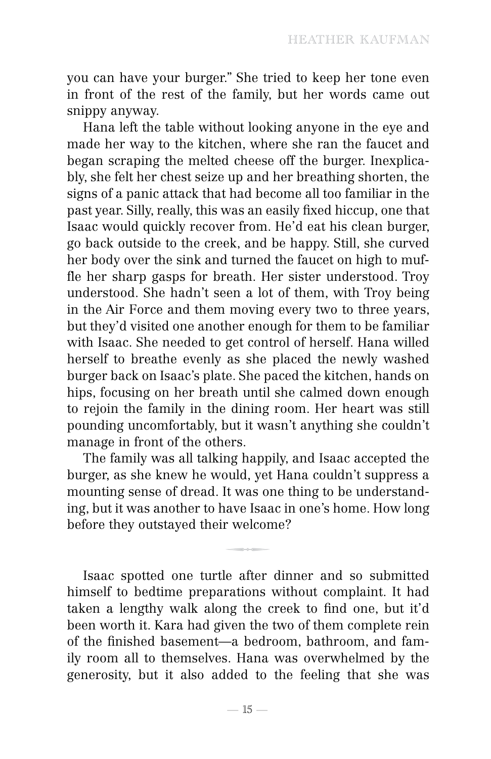you can have your burger." She tried to keep her tone even in front of the rest of the family, but her words came out snippy anyway.

Hana left the table without looking anyone in the eye and made her way to the kitchen, where she ran the faucet and began scraping the melted cheese off the burger. Inexplicably, she felt her chest seize up and her breathing shorten, the signs of a panic attack that had become all too familiar in the past year. Silly, really, this was an easily fixed hiccup, one that Isaac would quickly recover from. He'd eat his clean burger, go back outside to the creek, and be happy. Still, she curved her body over the sink and turned the faucet on high to muffle her sharp gasps for breath. Her sister understood. Troy understood. She hadn't seen a lot of them, with Troy being in the Air Force and them moving every two to three years, but they'd visited one another enough for them to be familiar with Isaac. She needed to get control of herself. Hana willed herself to breathe evenly as she placed the newly washed burger back on Isaac's plate. She paced the kitchen, hands on hips, focusing on her breath until she calmed down enough to rejoin the family in the dining room. Her heart was still pounding uncomfortably, but it wasn't anything she couldn't manage in front of the others.

The family was all talking happily, and Isaac accepted the burger, as she knew he would, yet Hana couldn't suppress a mounting sense of dread. It was one thing to be understanding, but it was another to have Isaac in one's home. How long before they outstayed their welcome?

---

Isaac spotted one turtle after dinner and so submitted himself to bedtime preparations without complaint. It had taken a lengthy walk along the creek to find one, but it'd been worth it. Kara had given the two of them complete rein of the finished basement—a bedroom, bathroom, and family room all to themselves. Hana was overwhelmed by the generosity, but it also added to the feeling that she was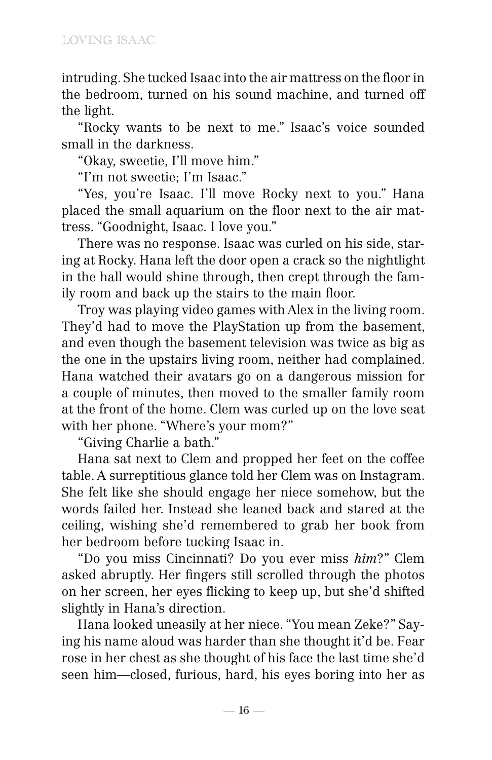intruding. She tucked Isaac into the air mattress on the floor in the bedroom, turned on his sound machine, and turned off the light.

"Rocky wants to be next to me." Isaac's voice sounded small in the darkness.

"Okay, sweetie, I'll move him."

"I'm not sweetie; I'm Isaac."

"Yes, you're Isaac. I'll move Rocky next to you." Hana placed the small aquarium on the floor next to the air mattress. "Goodnight, Isaac. I love you."

There was no response. Isaac was curled on his side, staring at Rocky. Hana left the door open a crack so the nightlight in the hall would shine through, then crept through the family room and back up the stairs to the main floor.

Troy was playing video games with Alex in the living room. They'd had to move the PlayStation up from the basement, and even though the basement television was twice as big as the one in the upstairs living room, neither had complained. Hana watched their avatars go on a dangerous mission for a couple of minutes, then moved to the smaller family room at the front of the home. Clem was curled up on the love seat with her phone. "Where's your mom?"

"Giving Charlie a bath."

Hana sat next to Clem and propped her feet on the coffee table. A surreptitious glance told her Clem was on Instagram. She felt like she should engage her niece somehow, but the words failed her. Instead she leaned back and stared at the ceiling, wishing she'd remembered to grab her book from her bedroom before tucking Isaac in.

"Do you miss Cincinnati? Do you ever miss *him*?" Clem asked abruptly. Her fingers still scrolled through the photos on her screen, her eyes flicking to keep up, but she'd shifted slightly in Hana's direction.

Hana looked uneasily at her niece. "You mean Zeke?" Saying his name aloud was harder than she thought it'd be. Fear rose in her chest as she thought of his face the last time she'd seen him—closed, furious, hard, his eyes boring into her as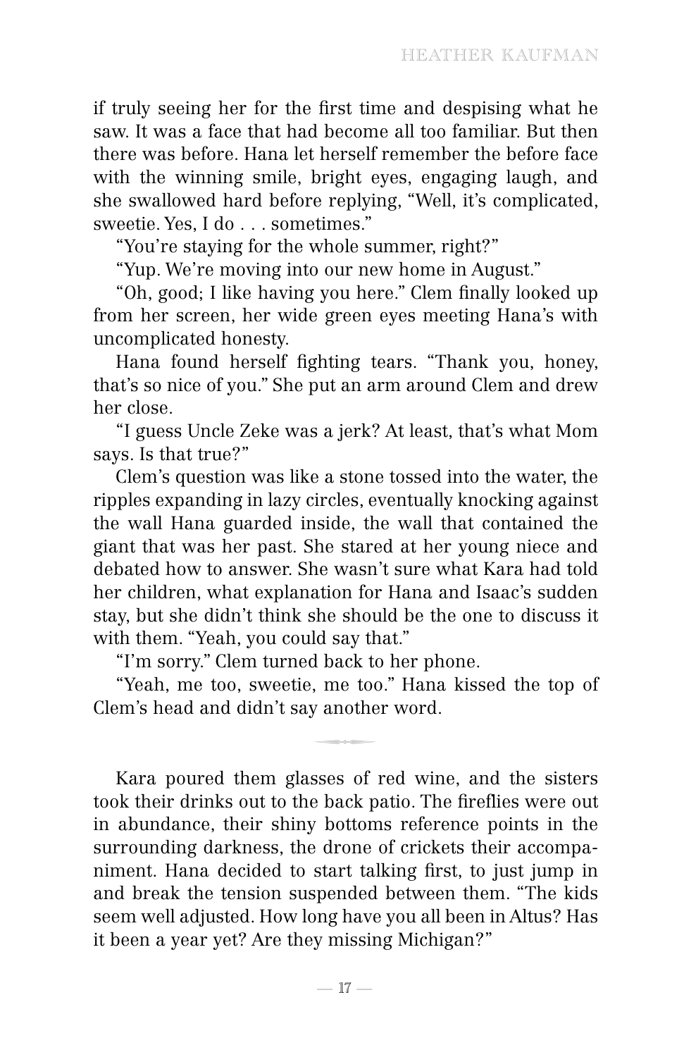if truly seeing her for the first time and despising what he saw. It was a face that had become all too familiar. But then there was before. Hana let herself remember the before face with the winning smile, bright eyes, engaging laugh, and she swallowed hard before replying, "Well, it's complicated, sweetie. Yes, I do . . . sometimes."

"You're staying for the whole summer, right?"

"Yup. We're moving into our new home in August."

"Oh, good; I like having you here." Clem finally looked up from her screen, her wide green eyes meeting Hana's with uncomplicated honesty.

Hana found herself fighting tears. "Thank you, honey, that's so nice of you." She put an arm around Clem and drew her close.

"I guess Uncle Zeke was a jerk? At least, that's what Mom says. Is that true?"

Clem's question was like a stone tossed into the water, the ripples expanding in lazy circles, eventually knocking against the wall Hana guarded inside, the wall that contained the giant that was her past. She stared at her young niece and debated how to answer. She wasn't sure what Kara had told her children, what explanation for Hana and Isaac's sudden stay, but she didn't think she should be the one to discuss it with them. "Yeah, you could say that."

"I'm sorry." Clem turned back to her phone.

"Yeah, me too, sweetie, me too." Hana kissed the top of Clem's head and didn't say another word.

---

Kara poured them glasses of red wine, and the sisters took their drinks out to the back patio. The fireflies were out in abundance, their shiny bottoms reference points in the surrounding darkness, the drone of crickets their accompaniment. Hana decided to start talking first, to just jump in and break the tension suspended between them. "The kids seem well adjusted. How long have you all been in Altus? Has it been a year yet? Are they missing Michigan?"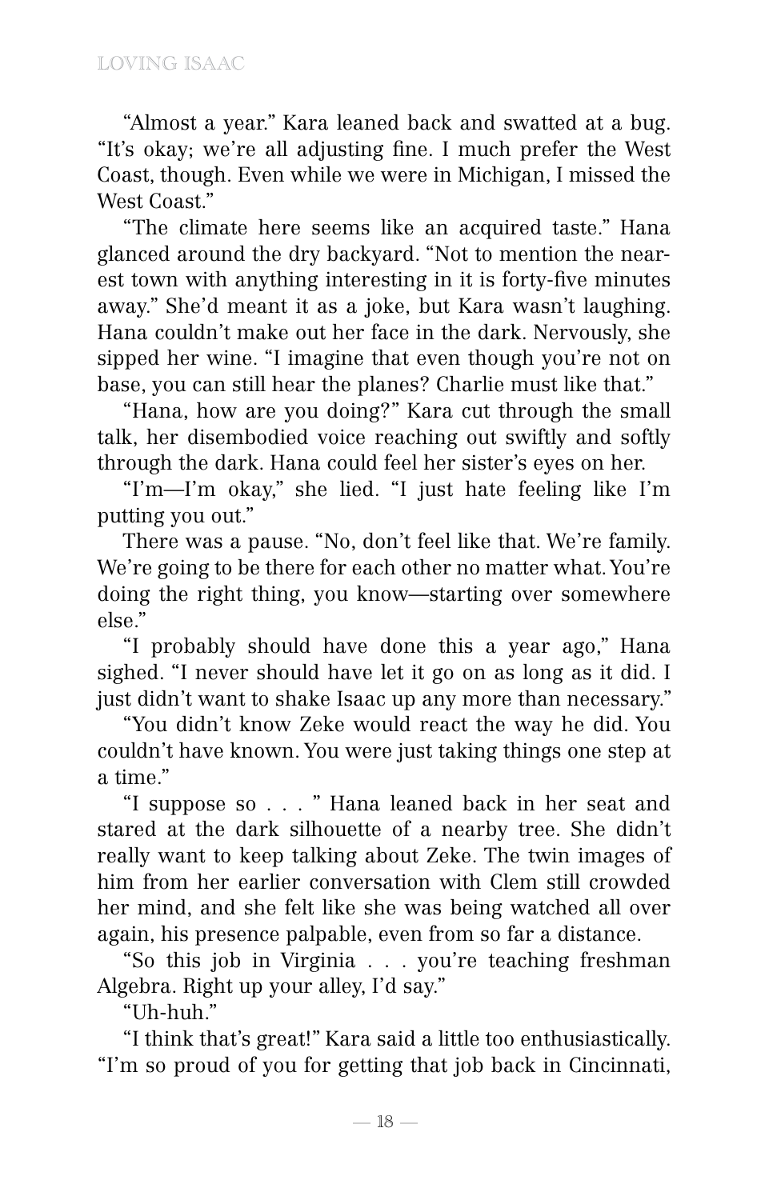"Almost a year." Kara leaned back and swatted at a bug. "It's okay; we're all adjusting fine. I much prefer the West Coast, though. Even while we were in Michigan, I missed the West Coast."

"The climate here seems like an acquired taste." Hana glanced around the dry backyard. "Not to mention the nearest town with anything interesting in it is forty-five minutes away." She'd meant it as a joke, but Kara wasn't laughing. Hana couldn't make out her face in the dark. Nervously, she sipped her wine. "I imagine that even though you're not on base, you can still hear the planes? Charlie must like that."

"Hana, how are you doing?" Kara cut through the small talk, her disembodied voice reaching out swiftly and softly through the dark. Hana could feel her sister's eyes on her.

"I'm—I'm okay," she lied. "I just hate feeling like I'm putting you out."

There was a pause. "No, don't feel like that. We're family. We're going to be there for each other no matter what. You're doing the right thing, you know—starting over somewhere else."

"I probably should have done this a year ago," Hana sighed. "I never should have let it go on as long as it did. I just didn't want to shake Isaac up any more than necessary."

"You didn't know Zeke would react the way he did. You couldn't have known. You were just taking things one step at a time."

"I suppose so . . . " Hana leaned back in her seat and stared at the dark silhouette of a nearby tree. She didn't really want to keep talking about Zeke. The twin images of him from her earlier conversation with Clem still crowded her mind, and she felt like she was being watched all over again, his presence palpable, even from so far a distance.

"So this job in Virginia . . . you're teaching freshman Algebra. Right up your alley, I'd say."

"Uh-huh."

"I think that's great!" Kara said a little too enthusiastically. "I'm so proud of you for getting that job back in Cincinnati,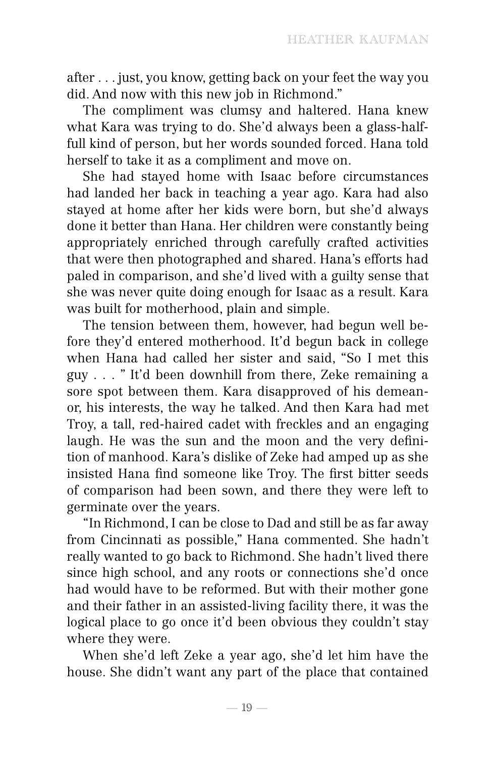after . . . just, you know, getting back on your feet the way you did. And now with this new job in Richmond."

The compliment was clumsy and haltered. Hana knew what Kara was trying to do. She'd always been a glass-half-full kind of person, but her words sounded forced. Hana told herself to take it as a compliment and move on.

She had stayed home with Isaac before circumstances had landed her back in teaching a year ago. Kara had also stayed at home after her kids were born, but she'd always done it better than Hana. Her children were constantly being appropriately enriched through carefully crafted activities that were then photographed and shared. Hana's efforts had paled in comparison, and she'd lived with a guilty sense that she was never quite doing enough for Isaac as a result. Kara was built for motherhood, plain and simple.

The tension between them, however, had begun well before they'd entered motherhood. It'd begun back in college when Hana had called her sister and said, "So I met this guy . . . " It'd been downhill from there, Zeke remaining a sore spot between them. Kara disapproved of his demeanor, his interests, the way he talked. And then Kara had met Troy, a tall, red-haired cadet with freckles and an engaging laugh. He was the sun and the moon and the very definition of manhood. Kara's dislike of Zeke had amped up as she insisted Hana find someone like Troy. The first bitter seeds of comparison had been sown, and there they were left to germinate over the years.

"In Richmond, I can be close to Dad and still be as far away from Cincinnati as possible," Hana commented. She hadn't really wanted to go back to Richmond. She hadn't lived there since high school, and any roots or connections she'd once had would have to be reformed. But with their mother gone and their father in an assisted-living facility there, it was the logical place to go once it'd been obvious they couldn't stay where they were.

When she'd left Zeke a year ago, she'd let him have the house. She didn't want any part of the place that contained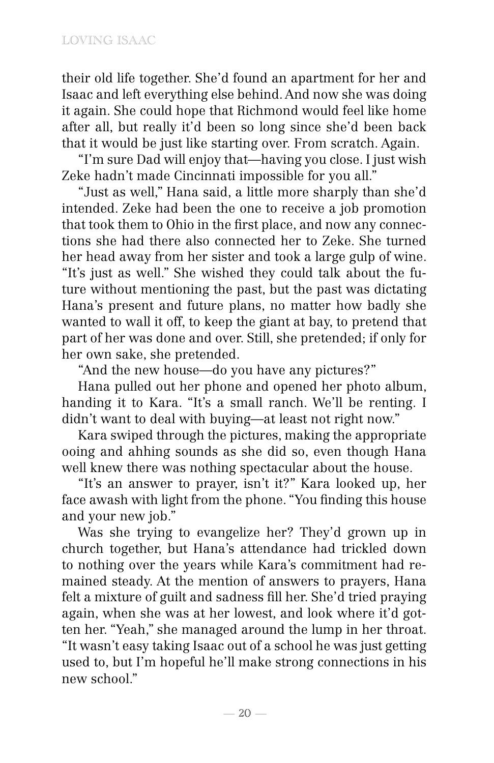their old life together. She'd found an apartment for her and Isaac and left everything else behind. And now she was doing it again. She could hope that Richmond would feel like home after all, but really it'd been so long since she'd been back that it would be just like starting over. From scratch. Again.

"I'm sure Dad will enjoy that—having you close. I just wish Zeke hadn't made Cincinnati impossible for you all."

"Just as well," Hana said, a little more sharply than she'd intended. Zeke had been the one to receive a job promotion that took them to Ohio in the first place, and now any connections she had there also connected her to Zeke. She turned her head away from her sister and took a large gulp of wine. "It's just as well." She wished they could talk about the future without mentioning the past, but the past was dictating Hana's present and future plans, no matter how badly she wanted to wall it off, to keep the giant at bay, to pretend that part of her was done and over. Still, she pretended; if only for her own sake, she pretended.

"And the new house—do you have any pictures?"

Hana pulled out her phone and opened her photo album, handing it to Kara. "It's a small ranch. We'll be renting. I didn't want to deal with buying—at least not right now."

Kara swiped through the pictures, making the appropriate ooing and ahhing sounds as she did so, even though Hana well knew there was nothing spectacular about the house.

"It's an answer to prayer, isn't it?" Kara looked up, her face awash with light from the phone. "You finding this house and your new job."

Was she trying to evangelize her? They'd grown up in church together, but Hana's attendance had trickled down to nothing over the years while Kara's commitment had remained steady. At the mention of answers to prayers, Hana felt a mixture of guilt and sadness fill her. She'd tried praying again, when she was at her lowest, and look where it'd gotten her. "Yeah," she managed around the lump in her throat. "It wasn't easy taking Isaac out of a school he was just getting used to, but I'm hopeful he'll make strong connections in his new school."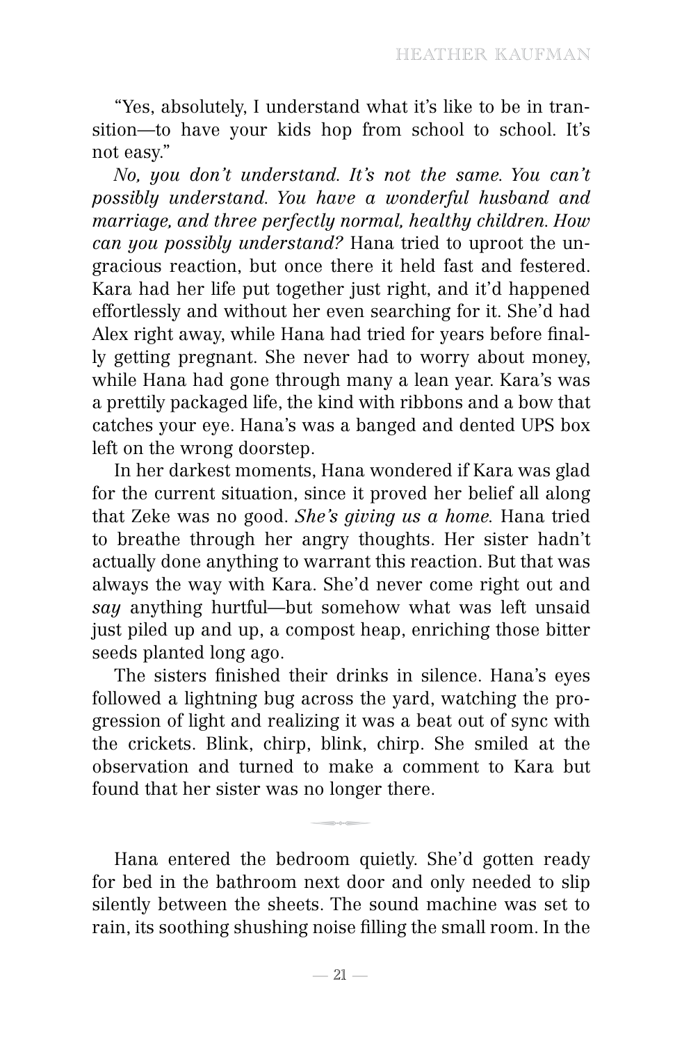"Yes, absolutely, I understand what it's like to be in transition—to have your kids hop from school to school. It's not easy."

*No, you don't understand. It's not the same. You can't possibly understand. You have a wonderful husband and marriage, and three perfectly normal, healthy children. How can you possibly understand?* Hana tried to uproot the ungracious reaction, but once there it held fast and festered. Kara had her life put together just right, and it'd happened effortlessly and without her even searching for it. She'd had Alex right away, while Hana had tried for years before finally getting pregnant. She never had to worry about money, while Hana had gone through many a lean year. Kara's was a prettily packaged life, the kind with ribbons and a bow that catches your eye. Hana's was a banged and dented UPS box left on the wrong doorstep.

In her darkest moments, Hana wondered if Kara was glad for the current situation, since it proved her belief all along that Zeke was no good. *She's giving us a home.* Hana tried to breathe through her angry thoughts. Her sister hadn't actually done anything to warrant this reaction. But that was always the way with Kara. She'd never come right out and *say* anything hurtful—but somehow what was left unsaid just piled up and up, a compost heap, enriching those bitter seeds planted long ago.

The sisters finished their drinks in silence. Hana's eyes followed a lightning bug across the yard, watching the progression of light and realizing it was a beat out of sync with the crickets. Blink, chirp, blink, chirp. She smiled at the observation and turned to make a comment to Kara but found that her sister was no longer there.

---

Hana entered the bedroom quietly. She'd gotten ready for bed in the bathroom next door and only needed to slip silently between the sheets. The sound machine was set to rain, its soothing shushing noise filling the small room. In the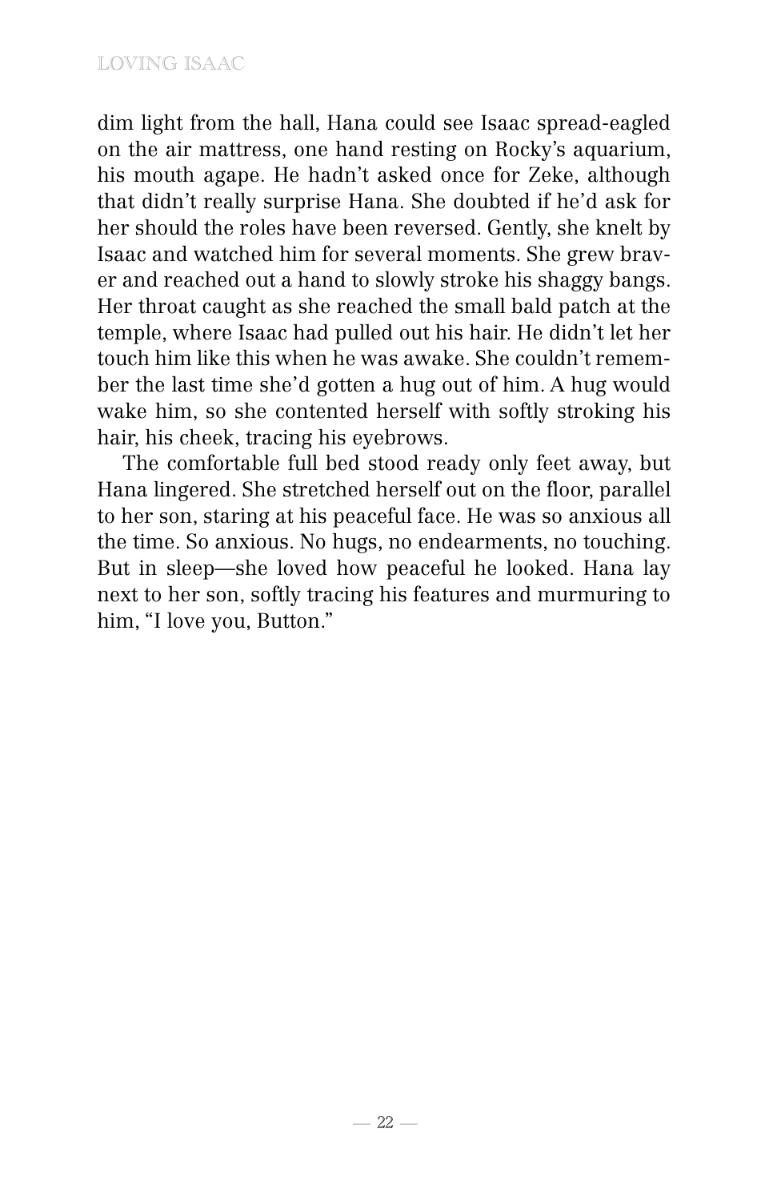dim light from the hall, Hana could see Isaac spread-eagled on the air mattress, one hand resting on Rocky's aquarium, his mouth agape. He hadn't asked once for Zeke, although that didn't really surprise Hana. She doubted if he'd ask for her should the roles have been reversed. Gently, she knelt by Isaac and watched him for several moments. She grew braver and reached out a hand to slowly stroke his shaggy bangs. Her throat caught as she reached the small bald patch at the temple, where Isaac had pulled out his hair. He didn't let her touch him like this when he was awake. She couldn't remember the last time she'd gotten a hug out of him. A hug would wake him, so she contented herself with softly stroking his hair, his cheek, tracing his eyebrows.

The comfortable full bed stood ready only feet away, but Hana lingered. She stretched herself out on the floor, parallel to her son, staring at his peaceful face. He was so anxious all the time. So anxious. No hugs, no endearments, no touching. But in sleep—she loved how peaceful he looked. Hana lay next to her son, softly tracing his features and murmuring to him, "I love you, Button."